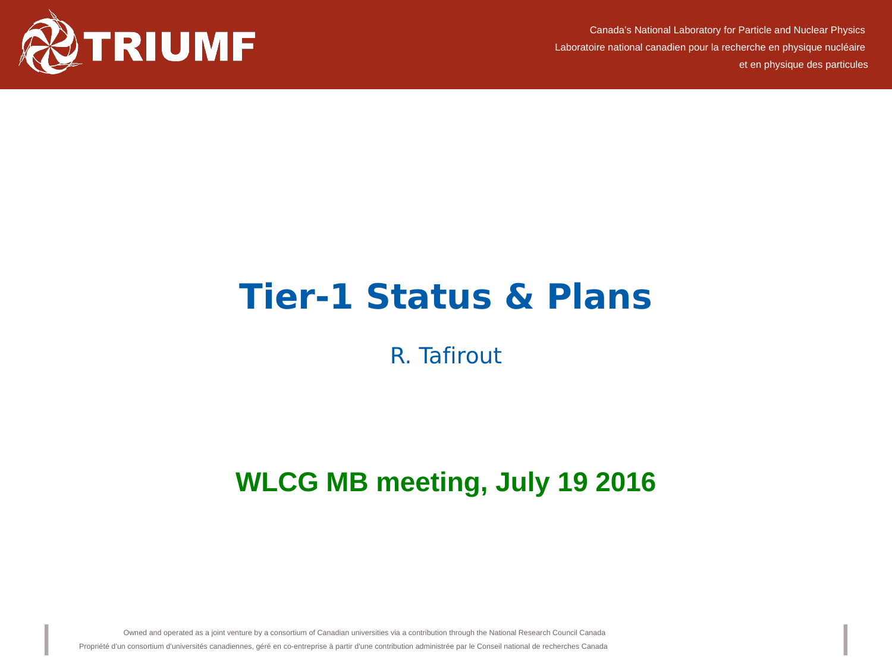# Tier-1 Status & Plans

R. Tafirout

**WLCG MB meeting, July 19 2016**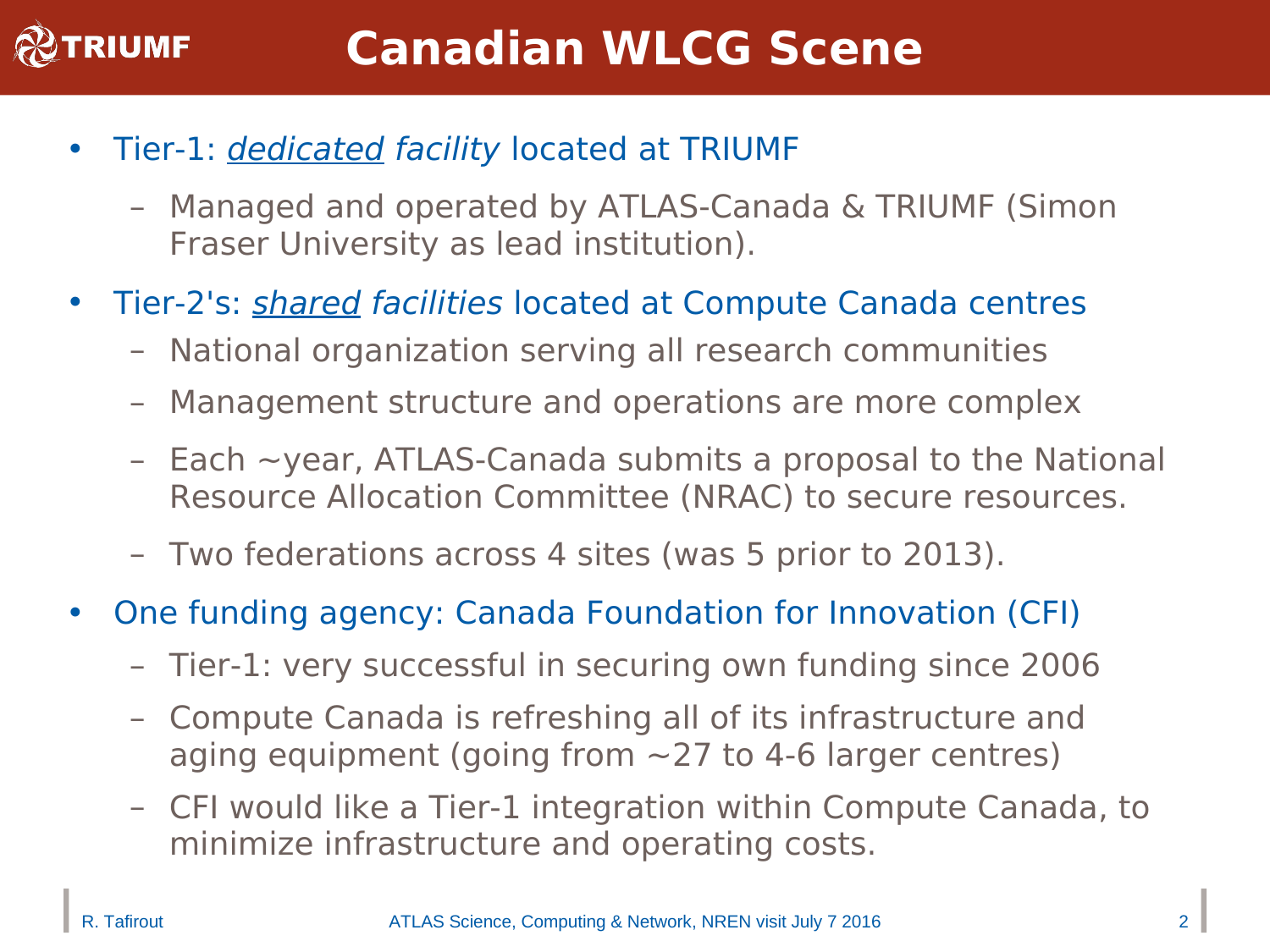# Canadian WLCG Scene

- Tier-1: *dedicated facility* located at TRIUMF
  - Managed and operated by ATLAS-Canada & TRIUMF (Simon Fraser University as lead institution).
- Tier-2's: *shared facilities* located at Compute Canada centres
  - National organization serving all research communities
  - Management structure and operations are more complex
  - Each ~year, ATLAS-Canada submits a proposal to the National Resource Allocation Committee (NRAC) to secure resources.
  - Two federations across 4 sites (was 5 prior to 2013).
- One funding agency: Canada Foundation for Innovation (CFI)
  - Tier-1: very successful in securing own funding since 2006
  - Compute Canada is refreshing all of its infrastructure and aging equipment (going from ~27 to 4-6 larger centres)
  - CFI would like a Tier-1 integration within Compute Canada, to minimize infrastructure and operating costs.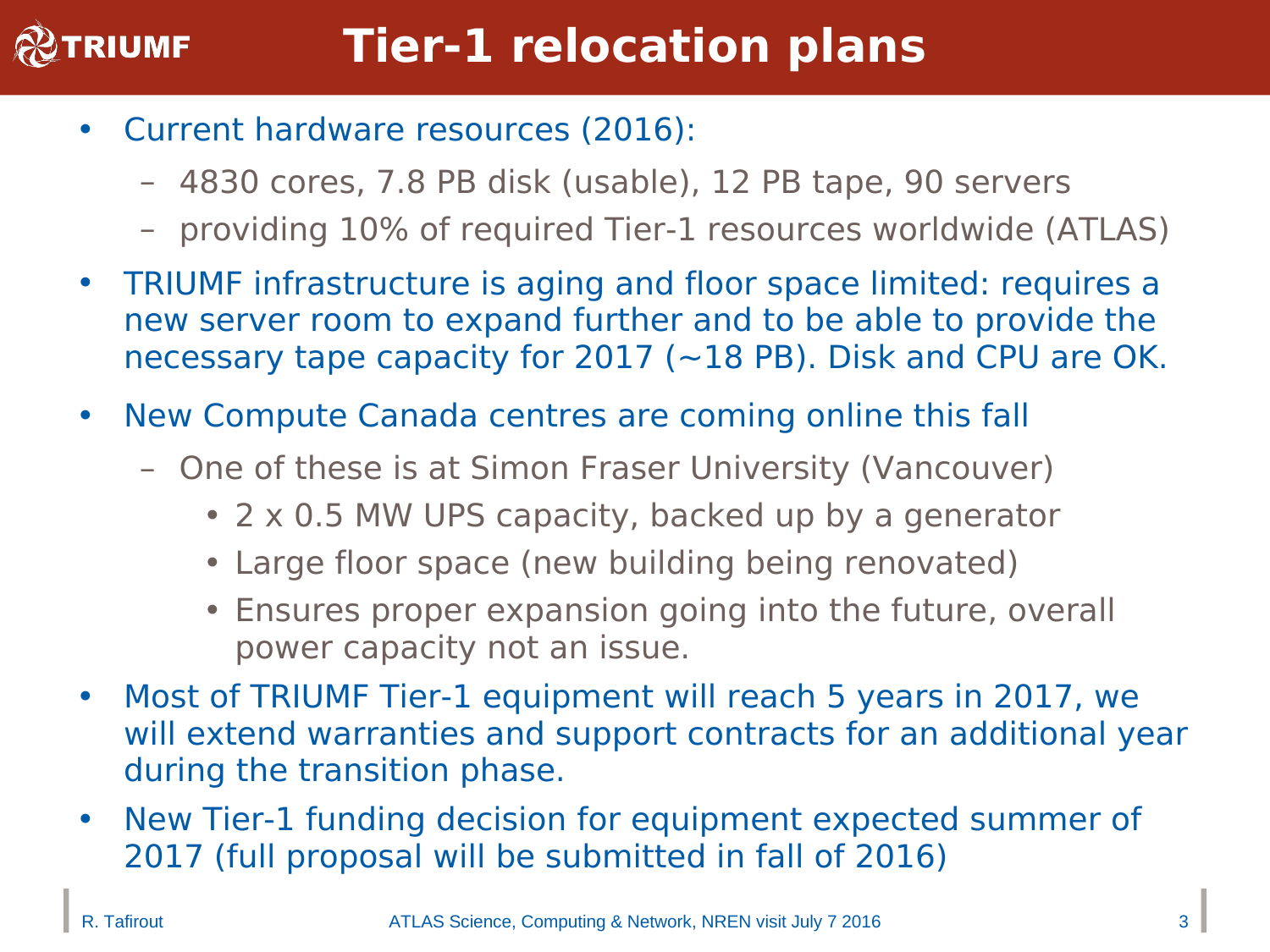# Tier-1 relocation plans

- Current hardware resources (2016):
  - 4830 cores, 7.8 PB disk (usable), 12 PB tape, 90 servers
  - providing 10% of required Tier-1 resources worldwide (ATLAS)
- TRIUMF infrastructure is aging and floor space limited: requires a new server room to expand further and to be able to provide the necessary tape capacity for 2017 (~18 PB). Disk and CPU are OK.
- New Compute Canada centres are coming online this fall
  - One of these is at Simon Fraser University (Vancouver)
    - 2 x 0.5 MW UPS capacity, backed up by a generator
    - Large floor space (new building being renovated)
    - Ensures proper expansion going into the future, overall power capacity not an issue.
- Most of TRIUMF Tier-1 equipment will reach 5 years in 2017, we will extend warranties and support contracts for an additional year during the transition phase.
- New Tier-1 funding decision for equipment expected summer of 2017 (full proposal will be submitted in fall of 2016)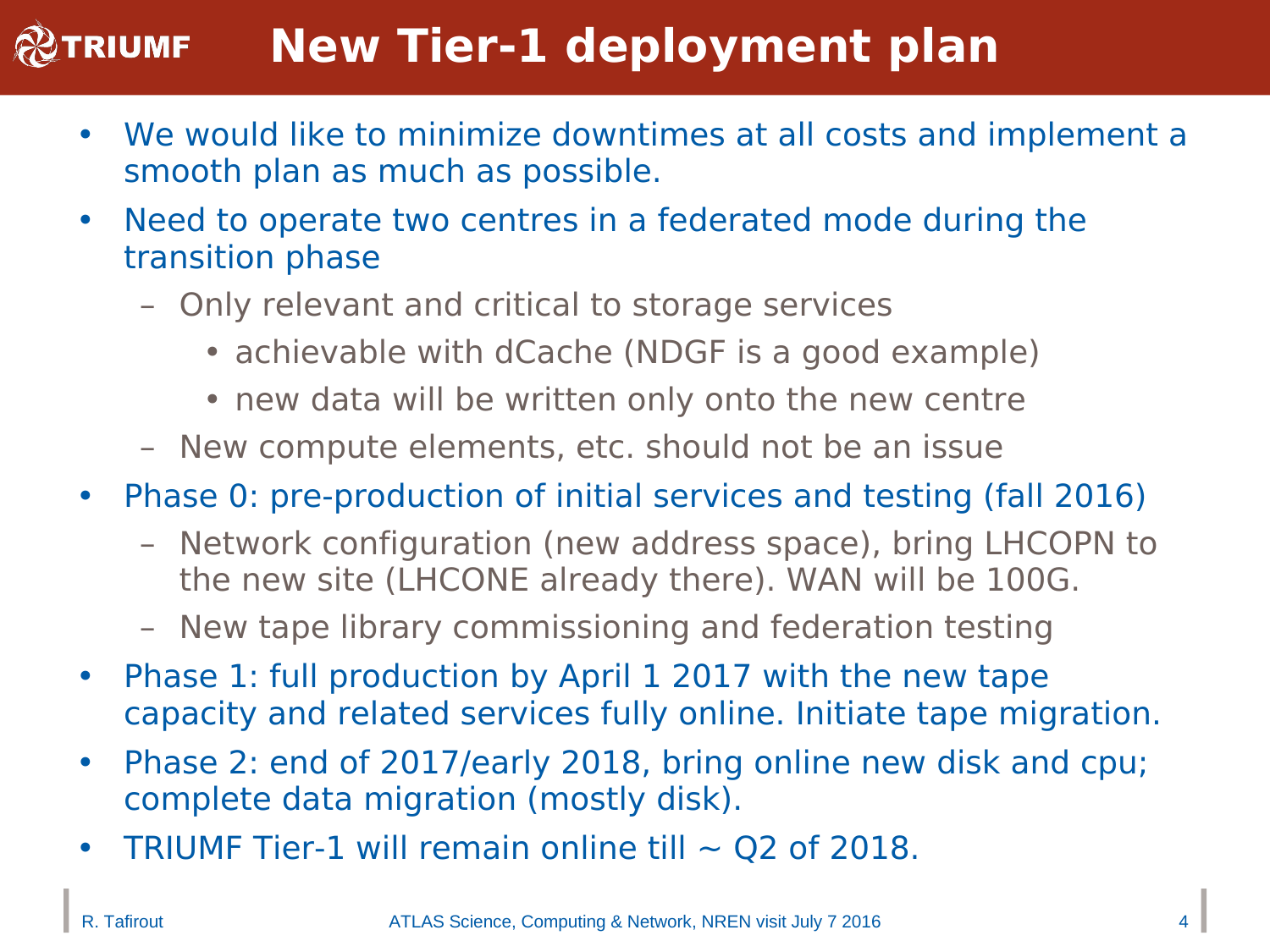# New Tier-1 deployment plan

- We would like to minimize downtimes at all costs and implement a smooth plan as much as possible.
- Need to operate two centres in a federated mode during the transition phase
  - Only relevant and critical to storage services
    - achievable with dCache (NDGF is a good example)
    - new data will be written only onto the new centre
  - New compute elements, etc. should not be an issue
- Phase 0: pre-production of initial services and testing (fall 2016)
  - Network configuration (new address space), bring LHCOPN to the new site (LHCONE already there). WAN will be 100G.
  - New tape library commissioning and federation testing
- Phase 1: full production by April 1 2017 with the new tape capacity and related services fully online. Initiate tape migration.
- Phase 2: end of 2017/early 2018, bring online new disk and cpu; complete data migration (mostly disk).
- TRIUMF Tier-1 will remain online till ~ Q2 of 2018.